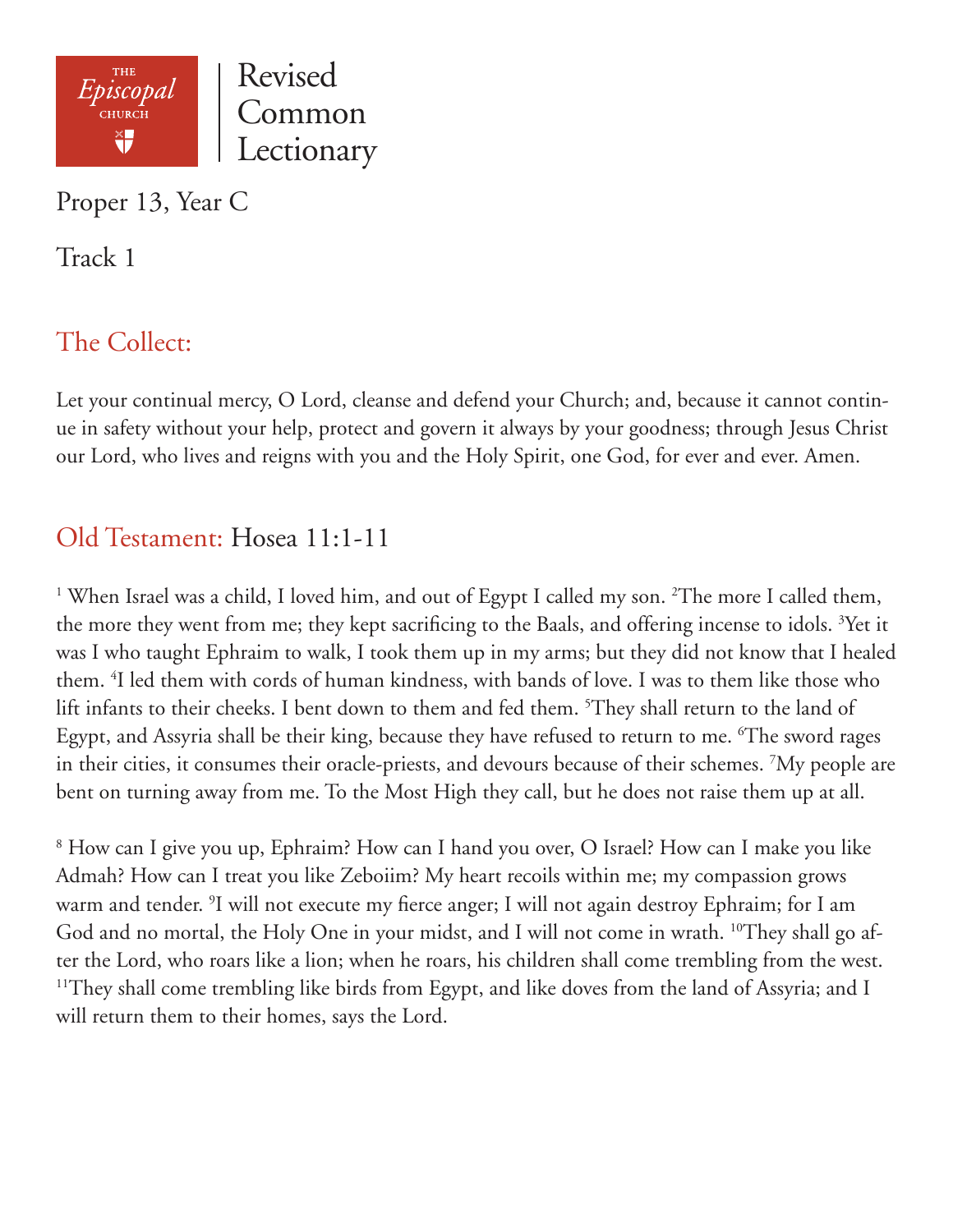THE *Episcopal* CHURCH

Revised Common Lectionary

# Proper 13, Year C

## Track 1

## The Collect:

Let your continual mercy, O Lord, cleanse and defend your Church; and, because it cannot continue in safety without your help, protect and govern it always by your goodness; through Jesus Christ our Lord, who lives and reigns with you and the Holy Spirit, one God, for ever and ever. Amen.

## Old Testament: Hosea 11:1-11

[1] When Israel was a child, I loved him, and out of Egypt I called my son. [2]The more I called them, the more they went from me; they kept sacrificing to the Baals, and offering incense to idols. [3]Yet it was I who taught Ephraim to walk, I took them up in my arms; but they did not know that I healed them. [4]I led them with cords of human kindness, with bands of love. I was to them like those who lift infants to their cheeks. I bent down to them and fed them. [5]They shall return to the land of Egypt, and Assyria shall be their king, because they have refused to return to me. [6]The sword rages in their cities, it consumes their oracle-priests, and devours because of their schemes. [7]My people are bent on turning away from me. To the Most High they call, but he does not raise them up at all.

[8] How can I give you up, Ephraim? How can I hand you over, O Israel? How can I make you like Admah? How can I treat you like Zeboiim? My heart recoils within me; my compassion grows warm and tender. [9]I will not execute my fierce anger; I will not again destroy Ephraim; for I am God and no mortal, the Holy One in your midst, and I will not come in wrath. [10]They shall go after the Lord, who roars like a lion; when he roars, his children shall come trembling from the west. [11]They shall come trembling like birds from Egypt, and like doves from the land of Assyria; and I will return them to their homes, says the Lord.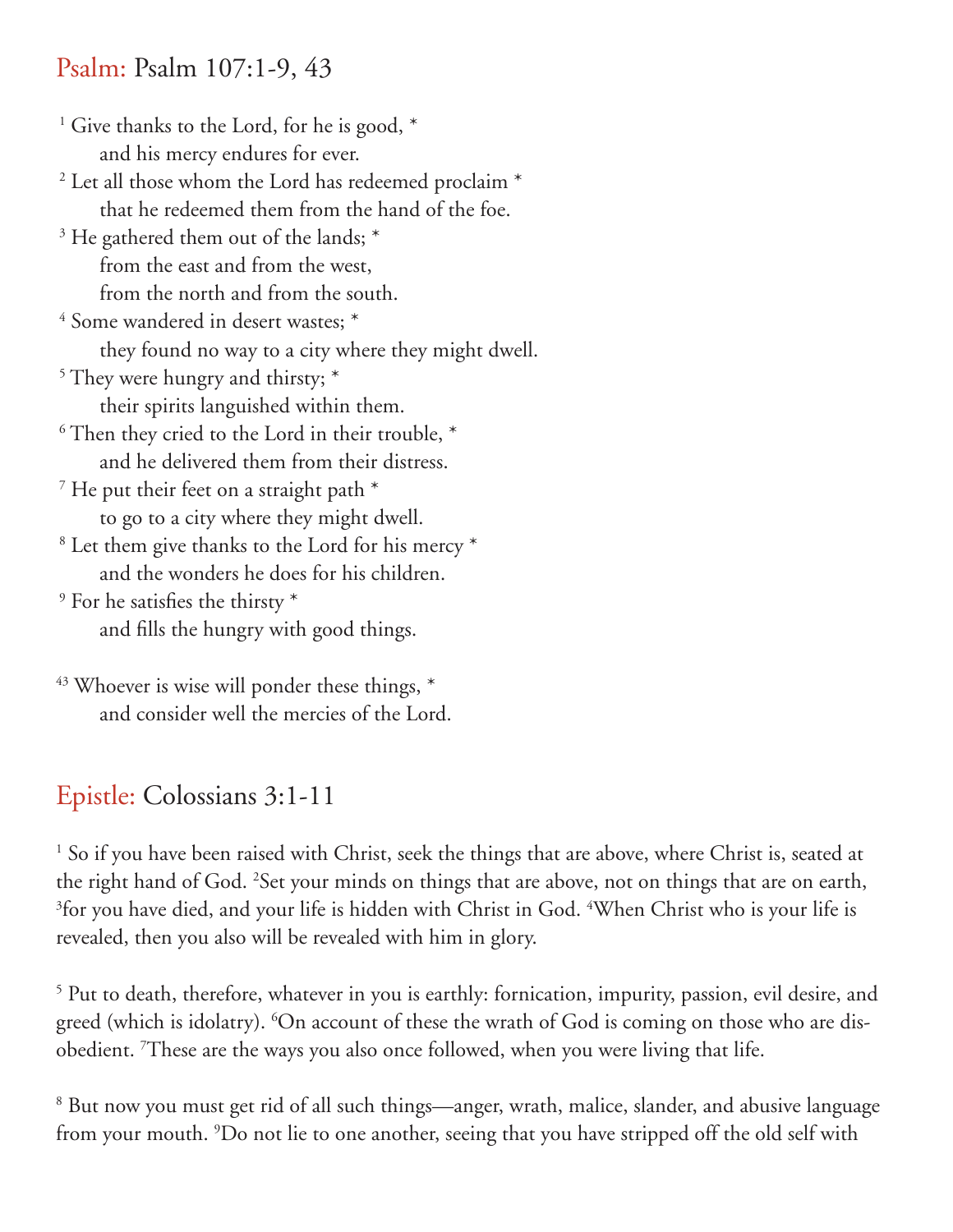## Psalm: Psalm 107:1-9, 43

[1] Give thanks to the Lord, for he is good, *
 and his mercy endures for ever.
[2] Let all those whom the Lord has redeemed proclaim *
 that he redeemed them from the hand of the foe.
[3] He gathered them out of the lands; *
 from the east and from the west,
 from the north and from the south.
[4] Some wandered in desert wastes; *
 they found no way to a city where they might dwell.
[5] They were hungry and thirsty; *
 their spirits languished within them.
[6] Then they cried to the Lord in their trouble, *
 and he delivered them from their distress.
[7] He put their feet on a straight path *
 to go to a city where they might dwell.
[8] Let them give thanks to the Lord for his mercy *
 and the wonders he does for his children.
[9] For he satisfies the thirsty *
 and fills the hungry with good things.

[43] Whoever is wise will ponder these things, *
 and consider well the mercies of the Lord.

## Epistle: Colossians 3:1-11

[1] So if you have been raised with Christ, seek the things that are above, where Christ is, seated at the right hand of God. [2]Set your minds on things that are above, not on things that are on earth, [3]for you have died, and your life is hidden with Christ in God. [4]When Christ who is your life is revealed, then you also will be revealed with him in glory.

[5] Put to death, therefore, whatever in you is earthly: fornication, impurity, passion, evil desire, and greed (which is idolatry). [6]On account of these the wrath of God is coming on those who are disobedient. [7]These are the ways you also once followed, when you were living that life.

[8] But now you must get rid of all such things—anger, wrath, malice, slander, and abusive language from your mouth. [9]Do not lie to one another, seeing that you have stripped off the old self with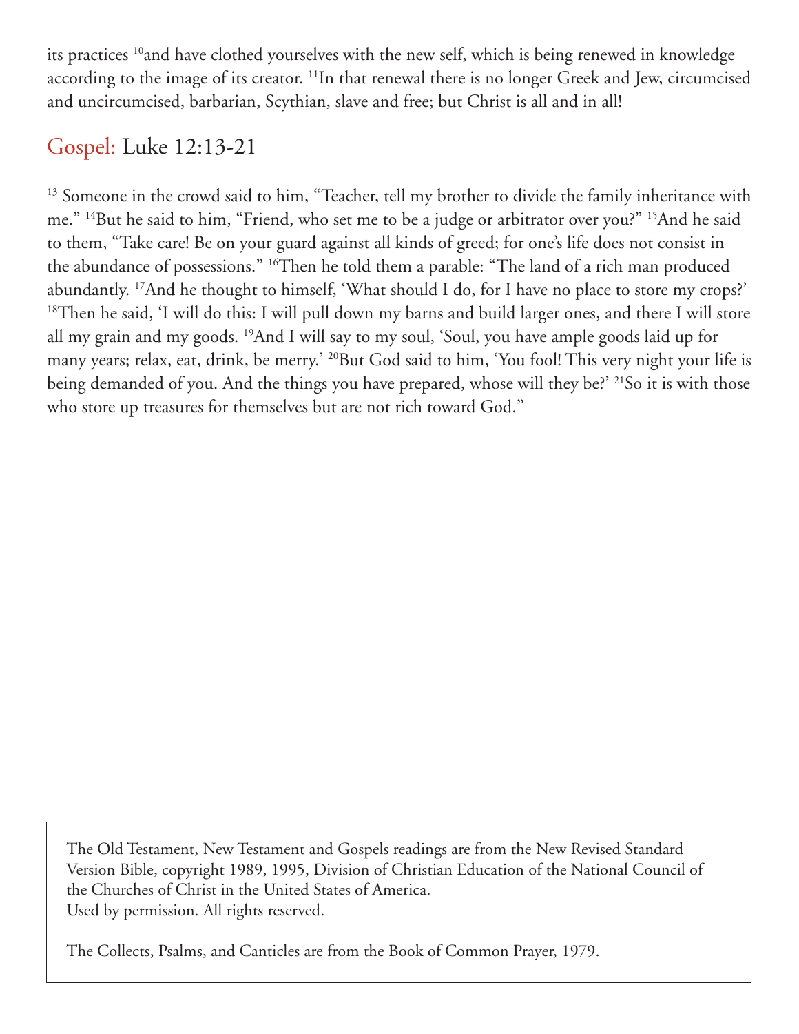its practices [10]and have clothed yourselves with the new self, which is being renewed in knowledge according to the image of its creator. [11]In that renewal there is no longer Greek and Jew, circumcised and uncircumcised, barbarian, Scythian, slave and free; but Christ is all and in all!

## Gospel: Luke 12:13-21

[13] Someone in the crowd said to him, "Teacher, tell my brother to divide the family inheritance with me." [14]But he said to him, "Friend, who set me to be a judge or arbitrator over you?" [15]And he said to them, "Take care! Be on your guard against all kinds of greed; for one's life does not consist in the abundance of possessions." [16]Then he told them a parable: "The land of a rich man produced abundantly. [17]And he thought to himself, 'What should I do, for I have no place to store my crops?' [18]Then he said, 'I will do this: I will pull down my barns and build larger ones, and there I will store all my grain and my goods. [19]And I will say to my soul, 'Soul, you have ample goods laid up for many years; relax, eat, drink, be merry.' [20]But God said to him, 'You fool! This very night your life is being demanded of you. And the things you have prepared, whose will they be?' [21]So it is with those who store up treasures for themselves but are not rich toward God."

The Old Testament, New Testament and Gospels readings are from the New Revised Standard Version Bible, copyright 1989, 1995, Division of Christian Education of the National Council of the Churches of Christ in the United States of America.
Used by permission. All rights reserved.

The Collects, Psalms, and Canticles are from the Book of Common Prayer, 1979.